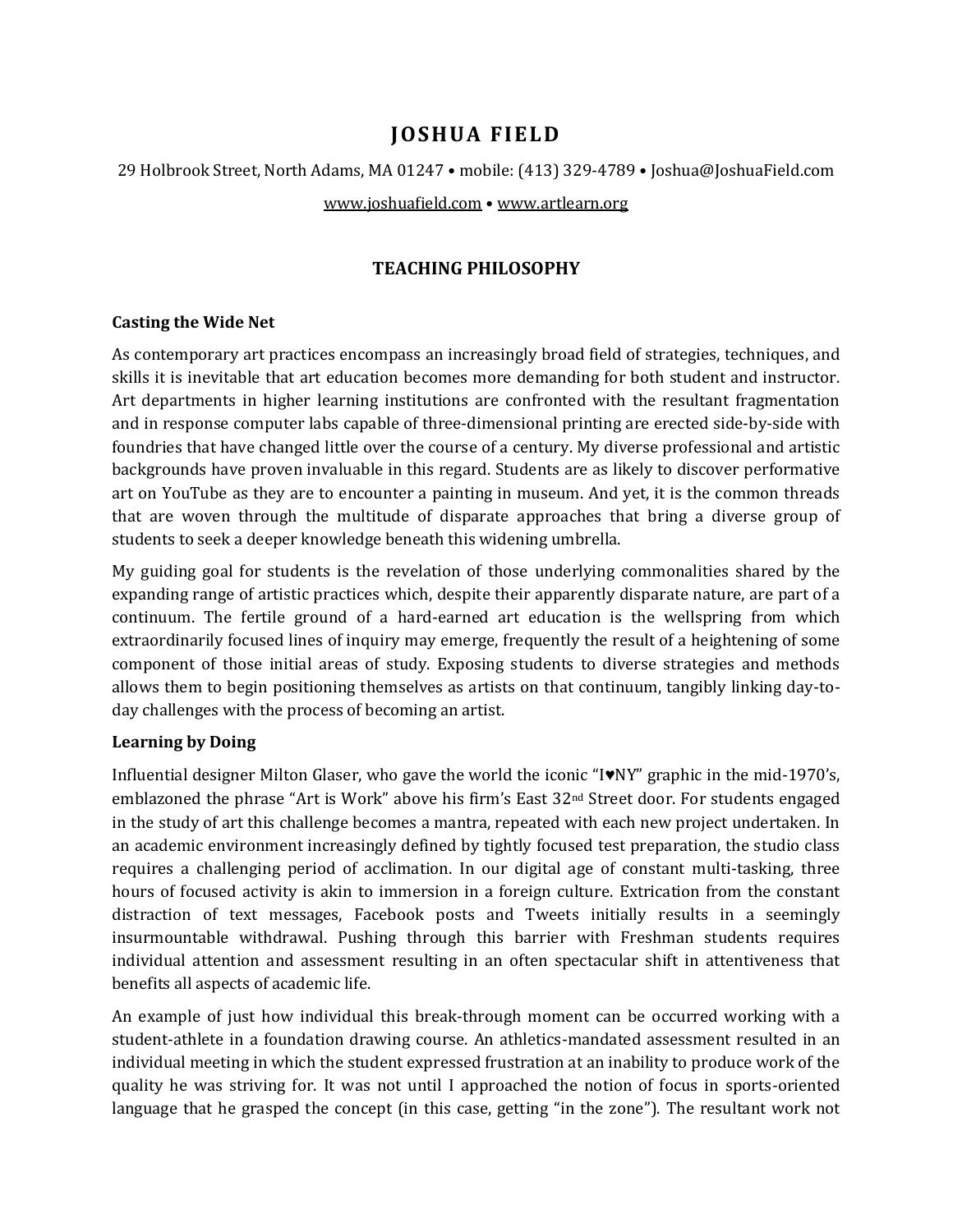# JOSHUA FIELD

29 Holbrook Street, North Adams, MA 01247 • mobile: (413) 329-4789 • Joshua@JoshuaField.com

www.joshuafield.com • www.artlearn.org

## TEACHING PHILOSOPHY

### Casting the Wide Net

As contemporary art practices encompass an increasingly broad field of strategies, techniques, and skills it is inevitable that art education becomes more demanding for both student and instructor. Art departments in higher learning institutions are confronted with the resultant fragmentation and in response computer labs capable of three-dimensional printing are erected side-by-side with foundries that have changed little over the course of a century. My diverse professional and artistic backgrounds have proven invaluable in this regard. Students are as likely to discover performative art on YouTube as they are to encounter a painting in museum. And yet, it is the common threads that are woven through the multitude of disparate approaches that bring a diverse group of students to seek a deeper knowledge beneath this widening umbrella.

My guiding goal for students is the revelation of those underlying commonalities shared by the expanding range of artistic practices which, despite their apparently disparate nature, are part of a continuum. The fertile ground of a hard-earned art education is the wellspring from which extraordinarily focused lines of inquiry may emerge, frequently the result of a heightening of some component of those initial areas of study. Exposing students to diverse strategies and methods allows them to begin positioning themselves as artists on that continuum, tangibly linking day-to-day challenges with the process of becoming an artist.

### Learning by Doing

Influential designer Milton Glaser, who gave the world the iconic "I♥NY" graphic in the mid-1970's, emblazoned the phrase "Art is Work" above his firm's East 32nd Street door. For students engaged in the study of art this challenge becomes a mantra, repeated with each new project undertaken. In an academic environment increasingly defined by tightly focused test preparation, the studio class requires a challenging period of acclimation. In our digital age of constant multi-tasking, three hours of focused activity is akin to immersion in a foreign culture. Extrication from the constant distraction of text messages, Facebook posts and Tweets initially results in a seemingly insurmountable withdrawal. Pushing through this barrier with Freshman students requires individual attention and assessment resulting in an often spectacular shift in attentiveness that benefits all aspects of academic life.

An example of just how individual this break-through moment can be occurred working with a student-athlete in a foundation drawing course. An athletics-mandated assessment resulted in an individual meeting in which the student expressed frustration at an inability to produce work of the quality he was striving for. It was not until I approached the notion of focus in sports-oriented language that he grasped the concept (in this case, getting "in the zone"). The resultant work not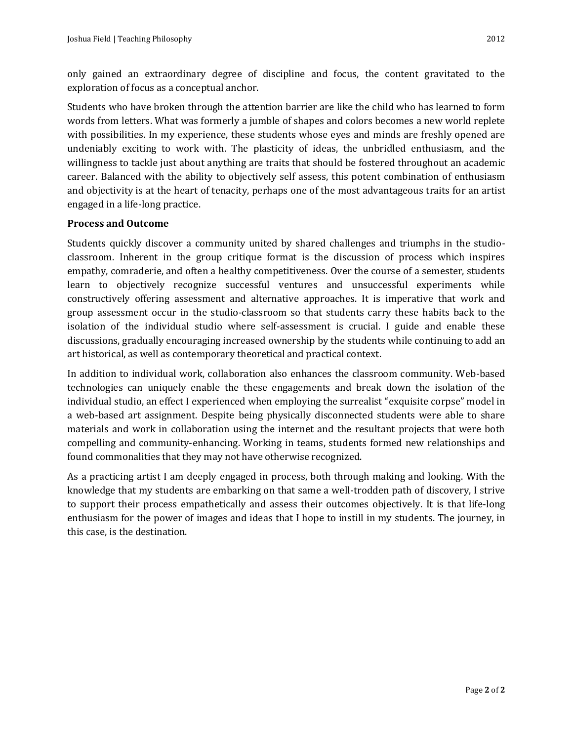only gained an extraordinary degree of discipline and focus, the content gravitated to the exploration of focus as a conceptual anchor.

Students who have broken through the attention barrier are like the child who has learned to form words from letters. What was formerly a jumble of shapes and colors becomes a new world replete with possibilities. In my experience, these students whose eyes and minds are freshly opened are undeniably exciting to work with. The plasticity of ideas, the unbridled enthusiasm, and the willingness to tackle just about anything are traits that should be fostered throughout an academic career. Balanced with the ability to objectively self assess, this potent combination of enthusiasm and objectivity is at the heart of tenacity, perhaps one of the most advantageous traits for an artist engaged in a life-long practice.

**Process and Outcome**

Students quickly discover a community united by shared challenges and triumphs in the studio-classroom. Inherent in the group critique format is the discussion of process which inspires empathy, comraderie, and often a healthy competitiveness. Over the course of a semester, students learn to objectively recognize successful ventures and unsuccessful experiments while constructively offering assessment and alternative approaches. It is imperative that work and group assessment occur in the studio-classroom so that students carry these habits back to the isolation of the individual studio where self-assessment is crucial. I guide and enable these discussions, gradually encouraging increased ownership by the students while continuing to add an art historical, as well as contemporary theoretical and practical context.

In addition to individual work, collaboration also enhances the classroom community. Web-based technologies can uniquely enable the these engagements and break down the isolation of the individual studio, an effect I experienced when employing the surrealist "exquisite corpse" model in a web-based art assignment. Despite being physically disconnected students were able to share materials and work in collaboration using the internet and the resultant projects that were both compelling and community-enhancing. Working in teams, students formed new relationships and found commonalities that they may not have otherwise recognized.

As a practicing artist I am deeply engaged in process, both through making and looking. With the knowledge that my students are embarking on that same a well-trodden path of discovery, I strive to support their process empathetically and assess their outcomes objectively. It is that life-long enthusiasm for the power of images and ideas that I hope to instill in my students. The journey, in this case, is the destination.